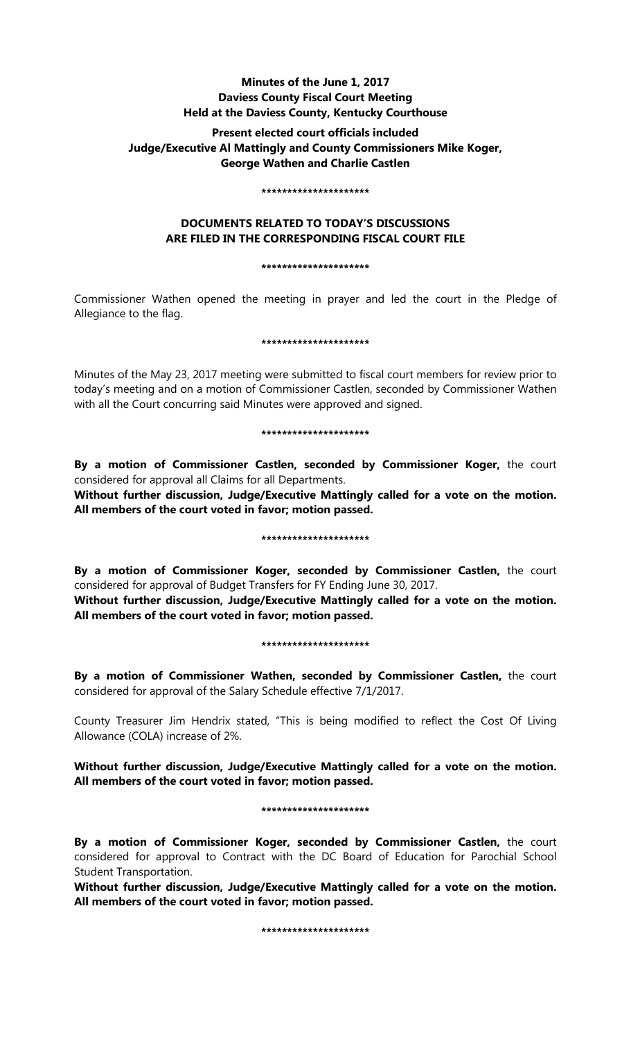**Minutes of the June 1, 2017**
**Daviess County Fiscal Court Meeting**
**Held at the Daviess County, Kentucky Courthouse**

**Present elected court officials included**
**Judge/Executive Al Mattingly and County Commissioners Mike Koger, George Wathen and Charlie Castlen**

*********************

**DOCUMENTS RELATED TO TODAY'S DISCUSSIONS ARE FILED IN THE CORRESPONDING FISCAL COURT FILE**

*********************

Commissioner Wathen opened the meeting in prayer and led the court in the Pledge of Allegiance to the flag.

*********************

Minutes of the May 23, 2017 meeting were submitted to fiscal court members for review prior to today's meeting and on a motion of Commissioner Castlen, seconded by Commissioner Wathen with all the Court concurring said Minutes were approved and signed.

*********************

**By a motion of Commissioner Castlen, seconded by Commissioner Koger,** the court considered for approval all Claims for all Departments.

**Without further discussion, Judge/Executive Mattingly called for a vote on the motion. All members of the court voted in favor; motion passed.**

*********************

**By a motion of Commissioner Koger, seconded by Commissioner Castlen,** the court considered for approval of Budget Transfers for FY Ending June 30, 2017.

**Without further discussion, Judge/Executive Mattingly called for a vote on the motion. All members of the court voted in favor; motion passed.**

*********************

**By a motion of Commissioner Wathen, seconded by Commissioner Castlen,** the court considered for approval of the Salary Schedule effective 7/1/2017.

County Treasurer Jim Hendrix stated, "This is being modified to reflect the Cost Of Living Allowance (COLA) increase of 2%.

**Without further discussion, Judge/Executive Mattingly called for a vote on the motion. All members of the court voted in favor; motion passed.**

*********************

**By a motion of Commissioner Koger, seconded by Commissioner Castlen,** the court considered for approval to Contract with the DC Board of Education for Parochial School Student Transportation.

**Without further discussion, Judge/Executive Mattingly called for a vote on the motion. All members of the court voted in favor; motion passed.**

*********************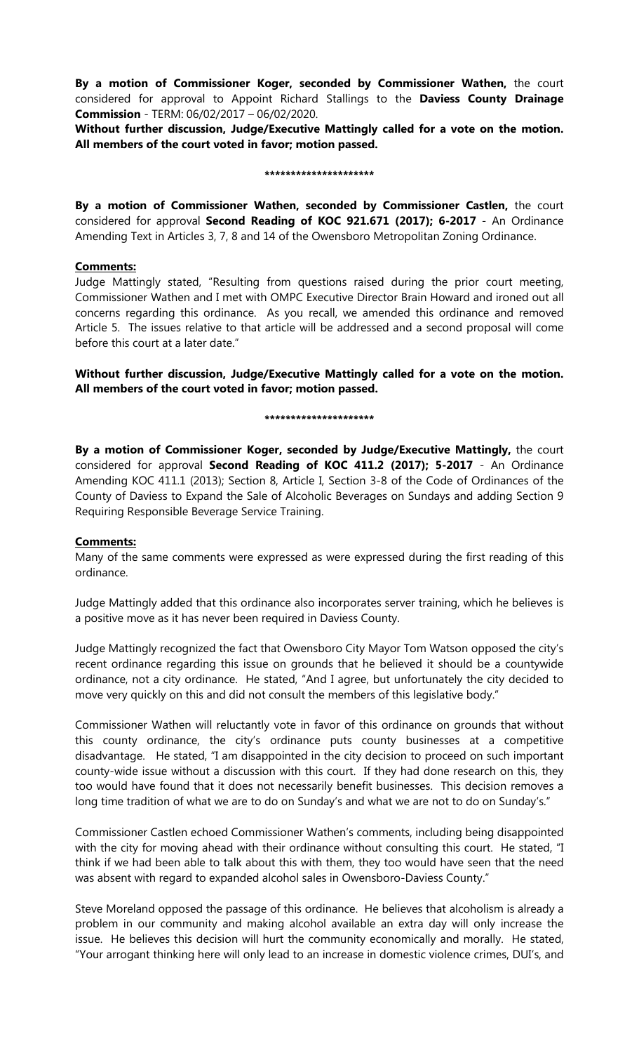**By a motion of Commissioner Koger, seconded by Commissioner Wathen,** the court considered for approval to Appoint Richard Stallings to the **Daviess County Drainage Commission** - TERM: 06/02/2017 – 06/02/2020.

**Without further discussion, Judge/Executive Mattingly called for a vote on the motion. All members of the court voted in favor; motion passed.**

**********************

**By a motion of Commissioner Wathen, seconded by Commissioner Castlen,** the court considered for approval **Second Reading of KOC 921.671 (2017); 6-2017** - An Ordinance Amending Text in Articles 3, 7, 8 and 14 of the Owensboro Metropolitan Zoning Ordinance.

**Comments:**

Judge Mattingly stated, "Resulting from questions raised during the prior court meeting, Commissioner Wathen and I met with OMPC Executive Director Brain Howard and ironed out all concerns regarding this ordinance. As you recall, we amended this ordinance and removed Article 5. The issues relative to that article will be addressed and a second proposal will come before this court at a later date."

**Without further discussion, Judge/Executive Mattingly called for a vote on the motion. All members of the court voted in favor; motion passed.**

**********************

**By a motion of Commissioner Koger, seconded by Judge/Executive Mattingly,** the court considered for approval **Second Reading of KOC 411.2 (2017); 5-2017** - An Ordinance Amending KOC 411.1 (2013); Section 8, Article I, Section 3-8 of the Code of Ordinances of the County of Daviess to Expand the Sale of Alcoholic Beverages on Sundays and adding Section 9 Requiring Responsible Beverage Service Training.

**Comments:**

Many of the same comments were expressed as were expressed during the first reading of this ordinance.

Judge Mattingly added that this ordinance also incorporates server training, which he believes is a positive move as it has never been required in Daviess County.

Judge Mattingly recognized the fact that Owensboro City Mayor Tom Watson opposed the city's recent ordinance regarding this issue on grounds that he believed it should be a countywide ordinance, not a city ordinance. He stated, "And I agree, but unfortunately the city decided to move very quickly on this and did not consult the members of this legislative body."

Commissioner Wathen will reluctantly vote in favor of this ordinance on grounds that without this county ordinance, the city's ordinance puts county businesses at a competitive disadvantage. He stated, "I am disappointed in the city decision to proceed on such important county-wide issue without a discussion with this court. If they had done research on this, they too would have found that it does not necessarily benefit businesses. This decision removes a long time tradition of what we are to do on Sunday's and what we are not to do on Sunday's."

Commissioner Castlen echoed Commissioner Wathen's comments, including being disappointed with the city for moving ahead with their ordinance without consulting this court. He stated, "I think if we had been able to talk about this with them, they too would have seen that the need was absent with regard to expanded alcohol sales in Owensboro-Daviess County."

Steve Moreland opposed the passage of this ordinance. He believes that alcoholism is already a problem in our community and making alcohol available an extra day will only increase the issue. He believes this decision will hurt the community economically and morally. He stated, "Your arrogant thinking here will only lead to an increase in domestic violence crimes, DUI's, and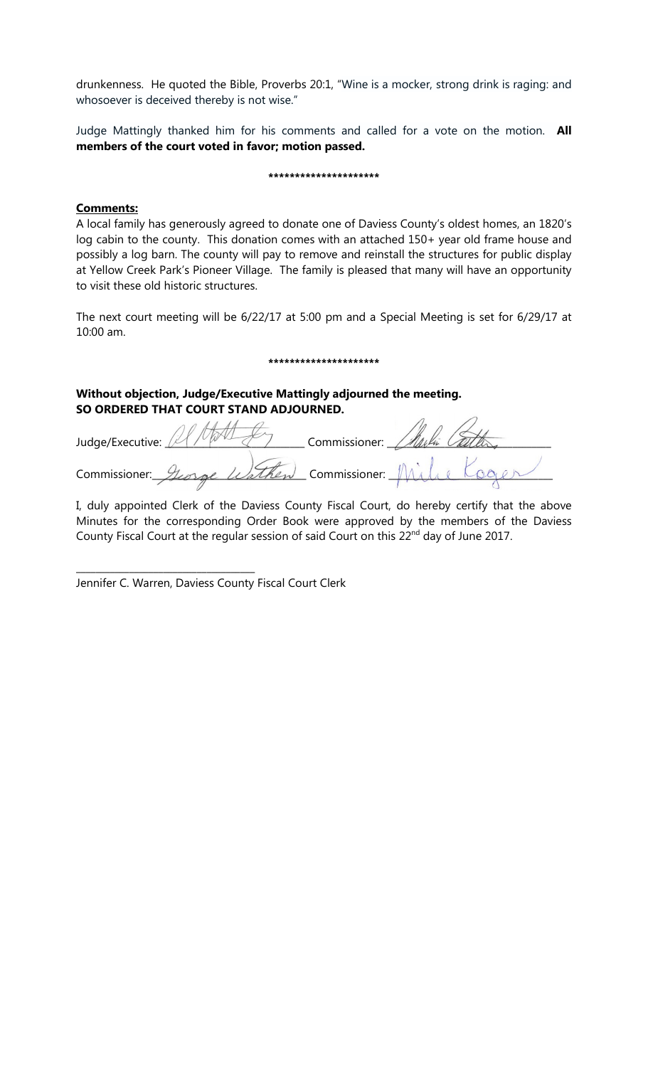drunkenness. He quoted the Bible, Proverbs 20:1, "Wine is a mocker, strong drink is raging: and whosoever is deceived thereby is not wise."

Judge Mattingly thanked him for his comments and called for a vote on the motion. **All members of the court voted in favor; motion passed.**

*********************

**Comments:**

A local family has generously agreed to donate one of Daviess County's oldest homes, an 1820's log cabin to the county. This donation comes with an attached 150+ year old frame house and possibly a log barn. The county will pay to remove and reinstall the structures for public display at Yellow Creek Park's Pioneer Village. The family is pleased that many will have an opportunity to visit these old historic structures.

The next court meeting will be 6/22/17 at 5:00 pm and a Special Meeting is set for 6/29/17 at 10:00 am.

*********************

**Without objection, Judge/Executive Mattingly adjourned the meeting.**
**SO ORDERED THAT COURT STAND ADJOURNED.**

Judge/Executive: ______________ Commissioner: ______________

Commissioner: George Wathen Commissioner: Mike Koger

I, duly appointed Clerk of the Daviess County Fiscal Court, do hereby certify that the above Minutes for the corresponding Order Book were approved by the members of the Daviess County Fiscal Court at the regular session of said Court on this 22nd day of June 2017.

______________________________

Jennifer C. Warren, Daviess County Fiscal Court Clerk